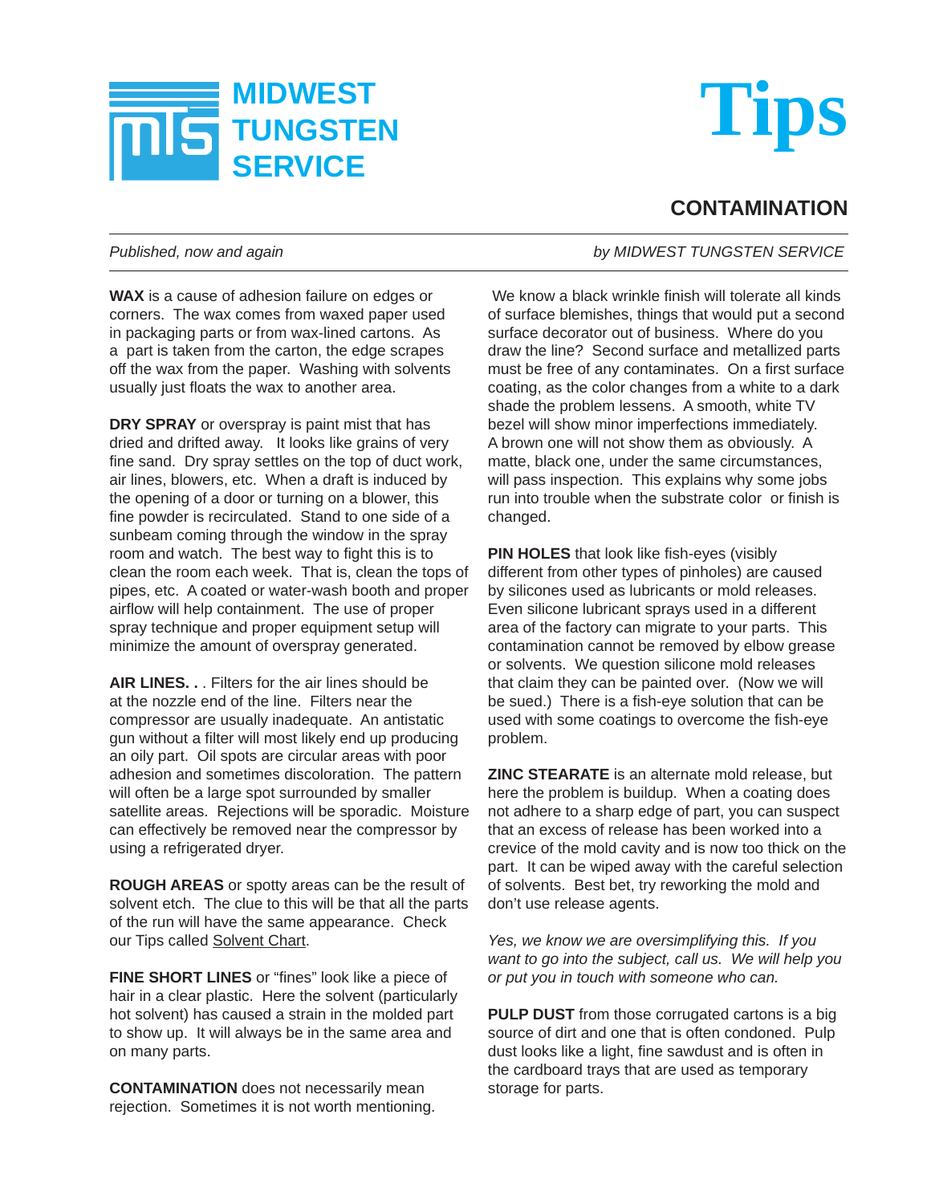# MIDWEST TUNGSTEN SERVICE

# Tips

## CONTAMINATION

*Published, now and again* — *by MIDWEST TUNGSTEN SERVICE*

**WAX** is a cause of adhesion failure on edges or corners. The wax comes from waxed paper used in packaging parts or from wax-lined cartons. As a part is taken from the carton, the edge scrapes off the wax from the paper. Washing with solvents usually just floats the wax to another area.

**DRY SPRAY** or overspray is paint mist that has dried and drifted away. It looks like grains of very fine sand. Dry spray settles on the top of duct work, air lines, blowers, etc. When a draft is induced by the opening of a door or turning on a blower, this fine powder is recirculated. Stand to one side of a sunbeam coming through the window in the spray room and watch. The best way to fight this is to clean the room each week. That is, clean the tops of pipes, etc. A coated or water-wash booth and proper airflow will help containment. The use of proper spray technique and proper equipment setup will minimize the amount of overspray generated.

**AIR LINES. . .** Filters for the air lines should be at the nozzle end of the line. Filters near the compressor are usually inadequate. An antistatic gun without a filter will most likely end up producing an oily part. Oil spots are circular areas with poor adhesion and sometimes discoloration. The pattern will often be a large spot surrounded by smaller satellite areas. Rejections will be sporadic. Moisture can effectively be removed near the compressor by using a refrigerated dryer.

**ROUGH AREAS** or spotty areas can be the result of solvent etch. The clue to this will be that all the parts of the run will have the same appearance. Check our Tips called Solvent Chart.

**FINE SHORT LINES** or "fines" look like a piece of hair in a clear plastic. Here the solvent (particularly hot solvent) has caused a strain in the molded part to show up. It will always be in the same area and on many parts.

**CONTAMINATION** does not necessarily mean rejection. Sometimes it is not worth mentioning. We know a black wrinkle finish will tolerate all kinds of surface blemishes, things that would put a second surface decorator out of business. Where do you draw the line? Second surface and metallized parts must be free of any contaminates. On a first surface coating, as the color changes from a white to a dark shade the problem lessens. A smooth, white TV bezel will show minor imperfections immediately. A brown one will not show them as obviously. A matte, black one, under the same circumstances, will pass inspection. This explains why some jobs run into trouble when the substrate color or finish is changed.

**PIN HOLES** that look like fish-eyes (visibly different from other types of pinholes) are caused by silicones used as lubricants or mold releases. Even silicone lubricant sprays used in a different area of the factory can migrate to your parts. This contamination cannot be removed by elbow grease or solvents. We question silicone mold releases that claim they can be painted over. (Now we will be sued.) There is a fish-eye solution that can be used with some coatings to overcome the fish-eye problem.

**ZINC STEARATE** is an alternate mold release, but here the problem is buildup. When a coating does not adhere to a sharp edge of part, you can suspect that an excess of release has been worked into a crevice of the mold cavity and is now too thick on the part. It can be wiped away with the careful selection of solvents. Best bet, try reworking the mold and don't use release agents.

*Yes, we know we are oversimplifying this. If you want to go into the subject, call us. We will help you or put you in touch with someone who can.*

**PULP DUST** from those corrugated cartons is a big source of dirt and one that is often condoned. Pulp dust looks like a light, fine sawdust and is often in the cardboard trays that are used as temporary storage for parts.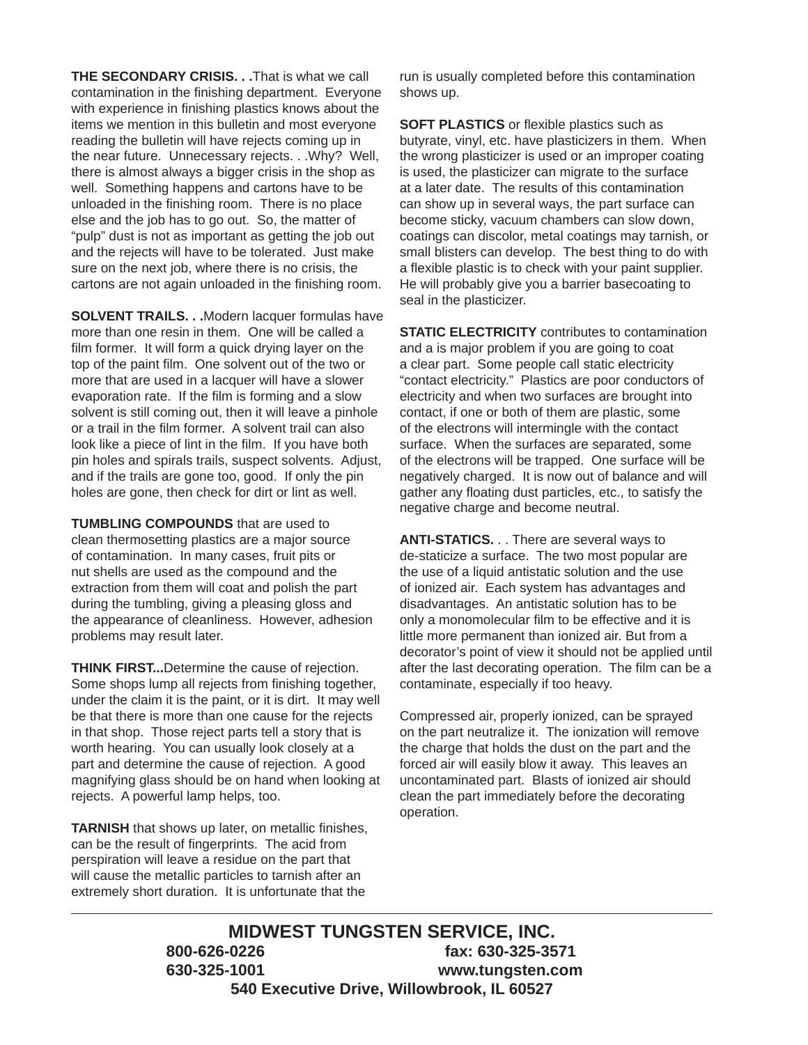**THE SECONDARY CRISIS. . .**That is what we call contamination in the finishing department. Everyone with experience in finishing plastics knows about the items we mention in this bulletin and most everyone reading the bulletin will have rejects coming up in the near future. Unnecessary rejects. . .Why? Well, there is almost always a bigger crisis in the shop as well. Something happens and cartons have to be unloaded in the finishing room. There is no place else and the job has to go out. So, the matter of "pulp" dust is not as important as getting the job out and the rejects will have to be tolerated. Just make sure on the next job, where there is no crisis, the cartons are not again unloaded in the finishing room.

**SOLVENT TRAILS. . .**Modern lacquer formulas have more than one resin in them. One will be called a film former. It will form a quick drying layer on the top of the paint film. One solvent out of the two or more that are used in a lacquer will have a slower evaporation rate. If the film is forming and a slow solvent is still coming out, then it will leave a pinhole or a trail in the film former. A solvent trail can also look like a piece of lint in the film. If you have both pin holes and spirals trails, suspect solvents. Adjust, and if the trails are gone too, good. If only the pin holes are gone, then check for dirt or lint as well.

**TUMBLING COMPOUNDS** that are used to clean thermosetting plastics are a major source of contamination. In many cases, fruit pits or nut shells are used as the compound and the extraction from them will coat and polish the part during the tumbling, giving a pleasing gloss and the appearance of cleanliness. However, adhesion problems may result later.

**THINK FIRST...**Determine the cause of rejection. Some shops lump all rejects from finishing together, under the claim it is the paint, or it is dirt. It may well be that there is more than one cause for the rejects in that shop. Those reject parts tell a story that is worth hearing. You can usually look closely at a part and determine the cause of rejection. A good magnifying glass should be on hand when looking at rejects. A powerful lamp helps, too.

**TARNISH** that shows up later, on metallic finishes, can be the result of fingerprints. The acid from perspiration will leave a residue on the part that will cause the metallic particles to tarnish after an extremely short duration. It is unfortunate that the run is usually completed before this contamination shows up.

**SOFT PLASTICS** or flexible plastics such as butyrate, vinyl, etc. have plasticizers in them. When the wrong plasticizer is used or an improper coating is used, the plasticizer can migrate to the surface at a later date. The results of this contamination can show up in several ways, the part surface can become sticky, vacuum chambers can slow down, coatings can discolor, metal coatings may tarnish, or small blisters can develop. The best thing to do with a flexible plastic is to check with your paint supplier. He will probably give you a barrier basecoating to seal in the plasticizer.

**STATIC ELECTRICITY** contributes to contamination and a is major problem if you are going to coat a clear part. Some people call static electricity "contact electricity." Plastics are poor conductors of electricity and when two surfaces are brought into contact, if one or both of them are plastic, some of the electrons will intermingle with the contact surface. When the surfaces are separated, some of the electrons will be trapped. One surface will be negatively charged. It is now out of balance and will gather any floating dust particles, etc., to satisfy the negative charge and become neutral.

**ANTI-STATICS.** . . There are several ways to de-staticize a surface. The two most popular are the use of a liquid antistatic solution and the use of ionized air. Each system has advantages and disadvantages. An antistatic solution has to be only a monomolecular film to be effective and it is little more permanent than ionized air. But from a decorator's point of view it should not be applied until after the last decorating operation. The film can be a contaminate, especially if too heavy.

Compressed air, properly ionized, can be sprayed on the part neutralize it. The ionization will remove the charge that holds the dust on the part and the forced air will easily blow it away. This leaves an uncontaminated part. Blasts of ionized air should clean the part immediately before the decorating operation.

---

**MIDWEST TUNGSTEN SERVICE, INC.**

**800-626-0226** **fax: 630-325-3571**

**630-325-1001** **www.tungsten.com**

**540 Executive Drive, Willowbrook, IL 60527**